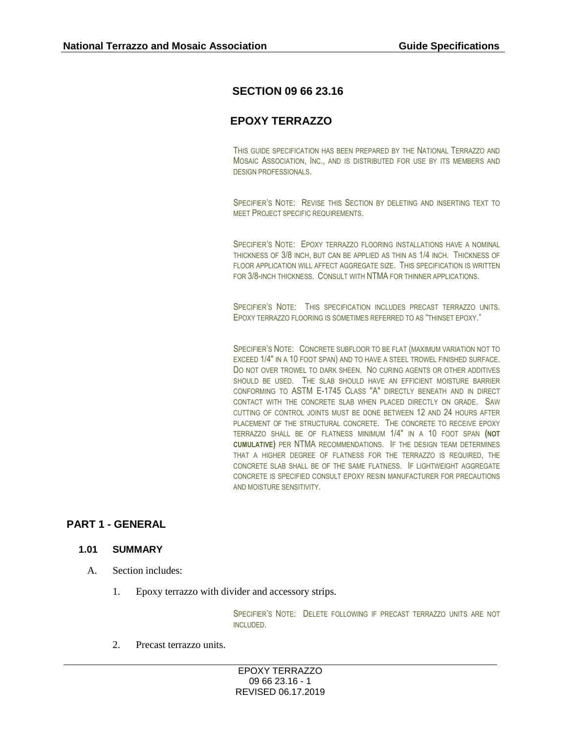# SECTION 09 66 23.16

# EPOXY TERRAZZO

THIS GUIDE SPECIFICATION HAS BEEN PREPARED BY THE NATIONAL TERRAZZO AND MOSAIC ASSOCIATION, INC., AND IS DISTRIBUTED FOR USE BY ITS MEMBERS AND DESIGN PROFESSIONALS.

SPECIFIER'S NOTE: REVISE THIS SECTION BY DELETING AND INSERTING TEXT TO MEET PROJECT SPECIFIC REQUIREMENTS.

SPECIFIER'S NOTE: EPOXY TERRAZZO FLOORING INSTALLATIONS HAVE A NOMINAL THICKNESS OF 3/8 INCH, BUT CAN BE APPLIED AS THIN AS 1/4 INCH. THICKNESS OF FLOOR APPLICATION WILL AFFECT AGGREGATE SIZE. THIS SPECIFICATION IS WRITTEN FOR 3/8-INCH THICKNESS. CONSULT WITH NTMA FOR THINNER APPLICATIONS.

SPECIFIER'S NOTE: THIS SPECIFICATION INCLUDES PRECAST TERRAZZO UNITS. EPOXY TERRAZZO FLOORING IS SOMETIMES REFERRED TO AS "THINSET EPOXY."

SPECIFIER'S NOTE: CONCRETE SUBFLOOR TO BE FLAT (MAXIMUM VARIATION NOT TO EXCEED 1/4" IN A 10 FOOT SPAN) AND TO HAVE A STEEL TROWEL FINISHED SURFACE. DO NOT OVER TROWEL TO DARK SHEEN. NO CURING AGENTS OR OTHER ADDITIVES SHOULD BE USED. THE SLAB SHOULD HAVE AN EFFICIENT MOISTURE BARRIER CONFORMING TO ASTM E-1745 CLASS "A" DIRECTLY BENEATH AND IN DIRECT CONTACT WITH THE CONCRETE SLAB WHEN PLACED DIRECTLY ON GRADE. SAW CUTTING OF CONTROL JOINTS MUST BE DONE BETWEEN 12 AND 24 HOURS AFTER PLACEMENT OF THE STRUCTURAL CONCRETE. THE CONCRETE TO RECEIVE EPOXY TERRAZZO SHALL BE OF FLATNESS MINIMUM 1/4" IN A 10 FOOT SPAN **(NOT CUMULATIVE)** PER NTMA RECOMMENDATIONS. IF THE DESIGN TEAM DETERMINES THAT A HIGHER DEGREE OF FLATNESS FOR THE TERRAZZO IS REQUIRED, THE CONCRETE SLAB SHALL BE OF THE SAME FLATNESS. IF LIGHTWEIGHT AGGREGATE CONCRETE IS SPECIFIED CONSULT EPOXY RESIN MANUFACTURER FOR PRECAUTIONS AND MOISTURE SENSITIVITY.

## PART 1 - GENERAL

### 1.01 SUMMARY

A. Section includes:

1. Epoxy terrazzo with divider and accessory strips.

   SPECIFIER'S NOTE: DELETE FOLLOWING IF PRECAST TERRAZZO UNITS ARE NOT INCLUDED.

2. Precast terrazzo units.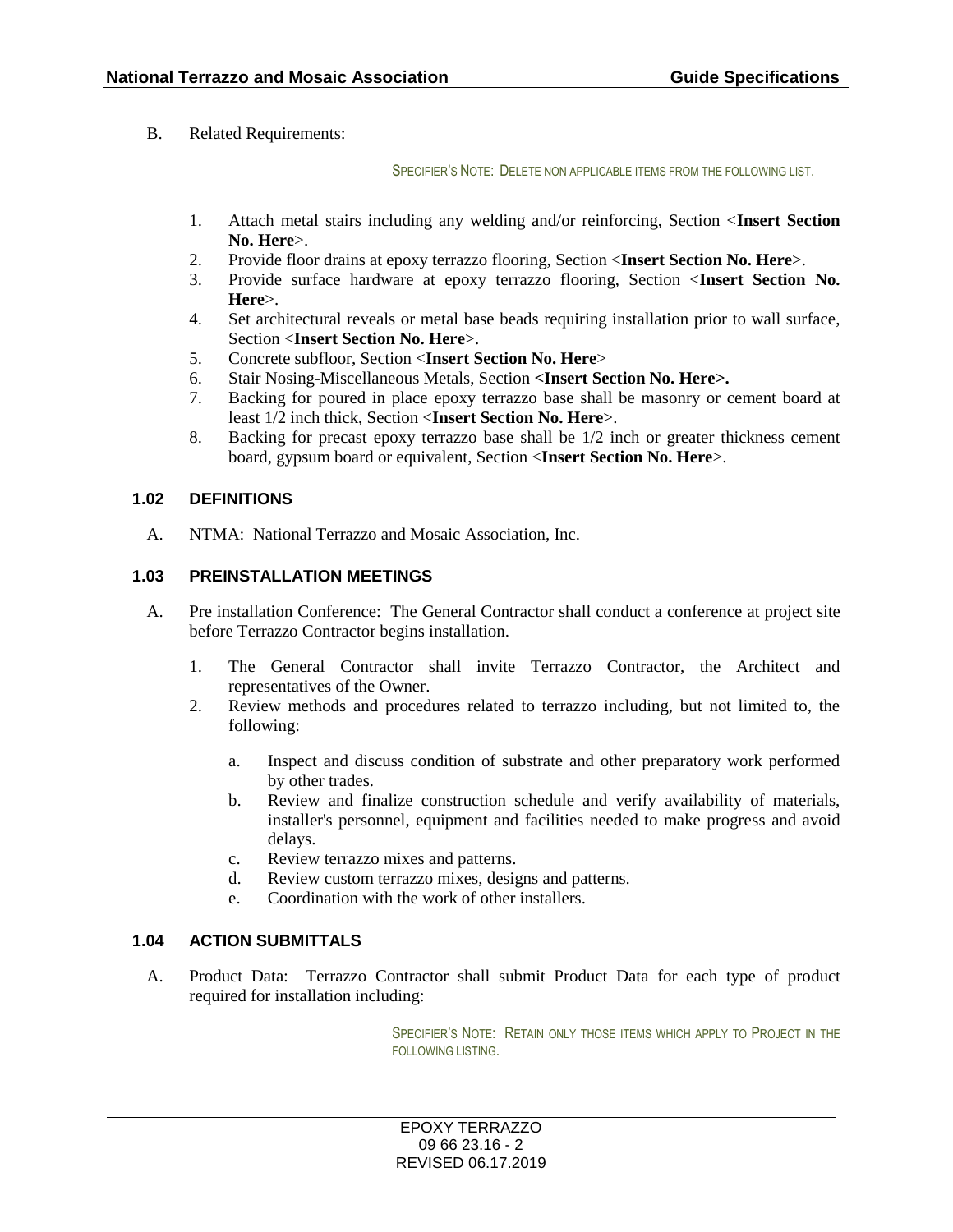B. Related Requirements:

SPECIFIER'S NOTE: DELETE NON APPLICABLE ITEMS FROM THE FOLLOWING LIST.

1. Attach metal stairs including any welding and/or reinforcing, Section <**Insert Section No. Here**>.
2. Provide floor drains at epoxy terrazzo flooring, Section <**Insert Section No. Here**>.
3. Provide surface hardware at epoxy terrazzo flooring, Section <**Insert Section No. Here**>.
4. Set architectural reveals or metal base beads requiring installation prior to wall surface, Section <**Insert Section No. Here**>.
5. Concrete subfloor, Section <**Insert Section No. Here**>
6. Stair Nosing-Miscellaneous Metals, Section **<Insert Section No. Here>.**
7. Backing for poured in place epoxy terrazzo base shall be masonry or cement board at least 1/2 inch thick, Section <**Insert Section No. Here**>.
8. Backing for precast epoxy terrazzo base shall be 1/2 inch or greater thickness cement board, gypsum board or equivalent, Section <**Insert Section No. Here**>.

## 1.02 DEFINITIONS

A. NTMA: National Terrazzo and Mosaic Association, Inc.

## 1.03 PREINSTALLATION MEETINGS

A. Pre installation Conference: The General Contractor shall conduct a conference at project site before Terrazzo Contractor begins installation.

1. The General Contractor shall invite Terrazzo Contractor, the Architect and representatives of the Owner.
2. Review methods and procedures related to terrazzo including, but not limited to, the following:
   a. Inspect and discuss condition of substrate and other preparatory work performed by other trades.
   b. Review and finalize construction schedule and verify availability of materials, installer's personnel, equipment and facilities needed to make progress and avoid delays.
   c. Review terrazzo mixes and patterns.
   d. Review custom terrazzo mixes, designs and patterns.
   e. Coordination with the work of other installers.

## 1.04 ACTION SUBMITTALS

A. Product Data: Terrazzo Contractor shall submit Product Data for each type of product required for installation including:

SPECIFIER'S NOTE: RETAIN ONLY THOSE ITEMS WHICH APPLY TO PROJECT IN THE FOLLOWING LISTING.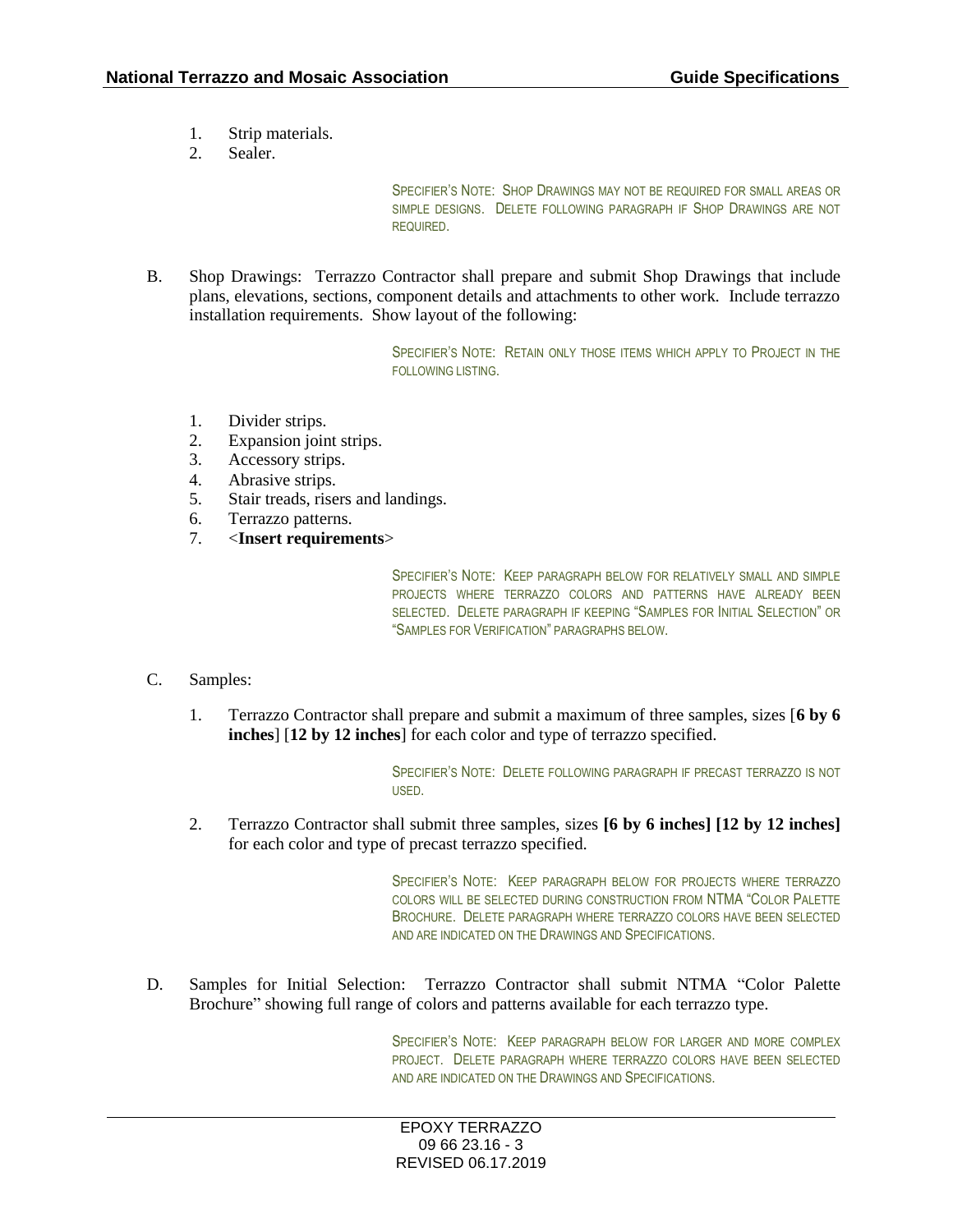1. Strip materials.
2. Sealer.

SPECIFIER'S NOTE: SHOP DRAWINGS MAY NOT BE REQUIRED FOR SMALL AREAS OR SIMPLE DESIGNS. DELETE FOLLOWING PARAGRAPH IF SHOP DRAWINGS ARE NOT REQUIRED.

B. Shop Drawings: Terrazzo Contractor shall prepare and submit Shop Drawings that include plans, elevations, sections, component details and attachments to other work. Include terrazzo installation requirements. Show layout of the following:

SPECIFIER'S NOTE: RETAIN ONLY THOSE ITEMS WHICH APPLY TO PROJECT IN THE FOLLOWING LISTING.

1. Divider strips.
2. Expansion joint strips.
3. Accessory strips.
4. Abrasive strips.
5. Stair treads, risers and landings.
6. Terrazzo patterns.
7. <**Insert requirements**>

SPECIFIER'S NOTE: KEEP PARAGRAPH BELOW FOR RELATIVELY SMALL AND SIMPLE PROJECTS WHERE TERRAZZO COLORS AND PATTERNS HAVE ALREADY BEEN SELECTED. DELETE PARAGRAPH IF KEEPING "SAMPLES FOR INITIAL SELECTION" OR "SAMPLES FOR VERIFICATION" PARAGRAPHS BELOW.

C. Samples:

1. Terrazzo Contractor shall prepare and submit a maximum of three samples, sizes [**6 by 6 inches**] [**12 by 12 inches**] for each color and type of terrazzo specified.

SPECIFIER'S NOTE: DELETE FOLLOWING PARAGRAPH IF PRECAST TERRAZZO IS NOT USED.

2. Terrazzo Contractor shall submit three samples, sizes **[6 by 6 inches] [12 by 12 inches]** for each color and type of precast terrazzo specified.

SPECIFIER'S NOTE: KEEP PARAGRAPH BELOW FOR PROJECTS WHERE TERRAZZO COLORS WILL BE SELECTED DURING CONSTRUCTION FROM NTMA "COLOR PALETTE BROCHURE. DELETE PARAGRAPH WHERE TERRAZZO COLORS HAVE BEEN SELECTED AND ARE INDICATED ON THE DRAWINGS AND SPECIFICATIONS.

D. Samples for Initial Selection: Terrazzo Contractor shall submit NTMA "Color Palette Brochure" showing full range of colors and patterns available for each terrazzo type.

SPECIFIER'S NOTE: KEEP PARAGRAPH BELOW FOR LARGER AND MORE COMPLEX PROJECT. DELETE PARAGRAPH WHERE TERRAZZO COLORS HAVE BEEN SELECTED AND ARE INDICATED ON THE DRAWINGS AND SPECIFICATIONS.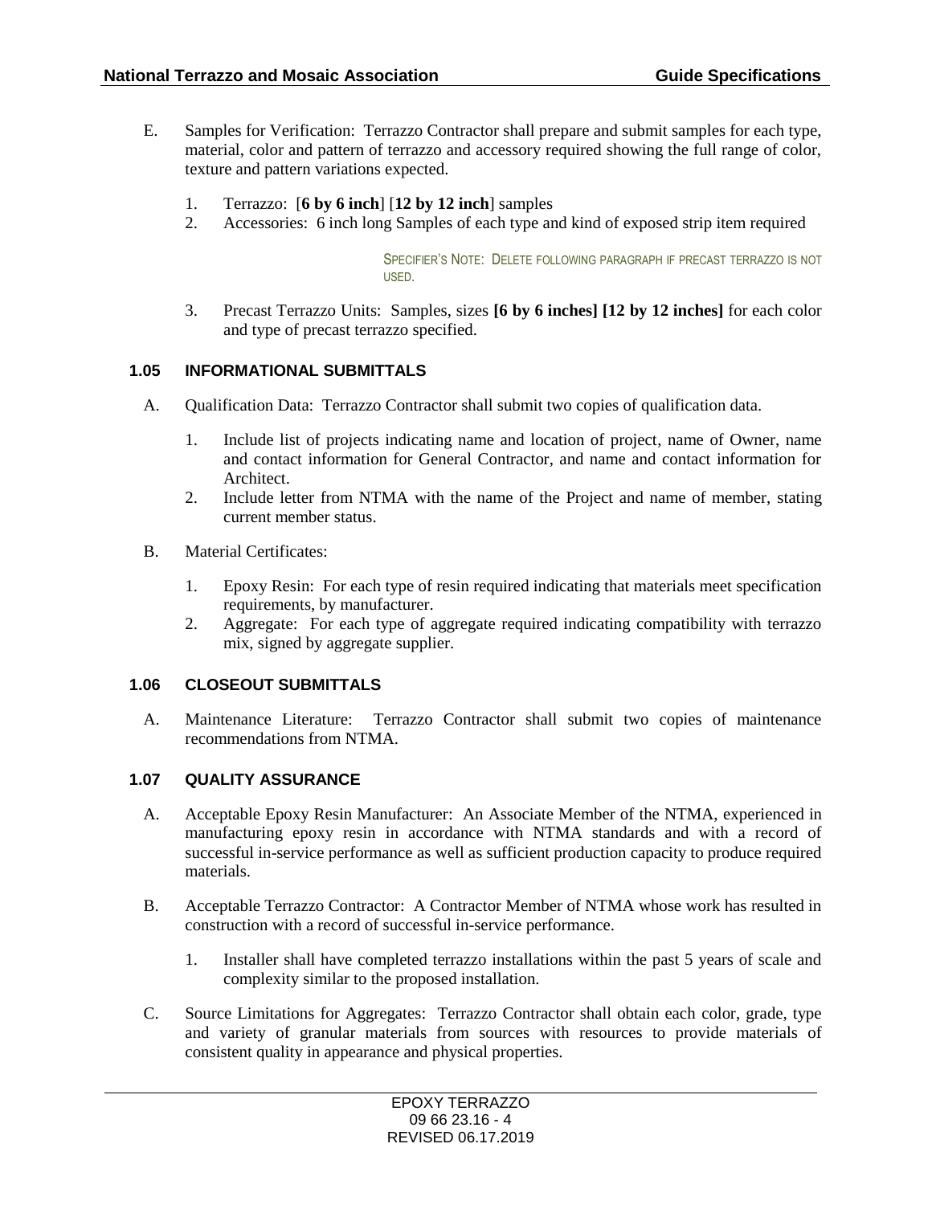E. Samples for Verification: Terrazzo Contractor shall prepare and submit samples for each type, material, color and pattern of terrazzo and accessory required showing the full range of color, texture and pattern variations expected.

   1. Terrazzo: [**6 by 6 inch**] [**12 by 12 inch**] samples
   2. Accessories: 6 inch long Samples of each type and kind of exposed strip item required

   SPECIFIER'S NOTE: DELETE FOLLOWING PARAGRAPH IF PRECAST TERRAZZO IS NOT USED.

   3. Precast Terrazzo Units: Samples, sizes **[6 by 6 inches] [12 by 12 inches]** for each color and type of precast terrazzo specified.

### 1.05 INFORMATIONAL SUBMITTALS

A. Qualification Data: Terrazzo Contractor shall submit two copies of qualification data.

   1. Include list of projects indicating name and location of project, name of Owner, name and contact information for General Contractor, and name and contact information for Architect.
   2. Include letter from NTMA with the name of the Project and name of member, stating current member status.

B. Material Certificates:

   1. Epoxy Resin: For each type of resin required indicating that materials meet specification requirements, by manufacturer.
   2. Aggregate: For each type of aggregate required indicating compatibility with terrazzo mix, signed by aggregate supplier.

### 1.06 CLOSEOUT SUBMITTALS

A. Maintenance Literature: Terrazzo Contractor shall submit two copies of maintenance recommendations from NTMA.

### 1.07 QUALITY ASSURANCE

A. Acceptable Epoxy Resin Manufacturer: An Associate Member of the NTMA, experienced in manufacturing epoxy resin in accordance with NTMA standards and with a record of successful in-service performance as well as sufficient production capacity to produce required materials.

B. Acceptable Terrazzo Contractor: A Contractor Member of NTMA whose work has resulted in construction with a record of successful in-service performance.

   1. Installer shall have completed terrazzo installations within the past 5 years of scale and complexity similar to the proposed installation.

C. Source Limitations for Aggregates: Terrazzo Contractor shall obtain each color, grade, type and variety of granular materials from sources with resources to provide materials of consistent quality in appearance and physical properties.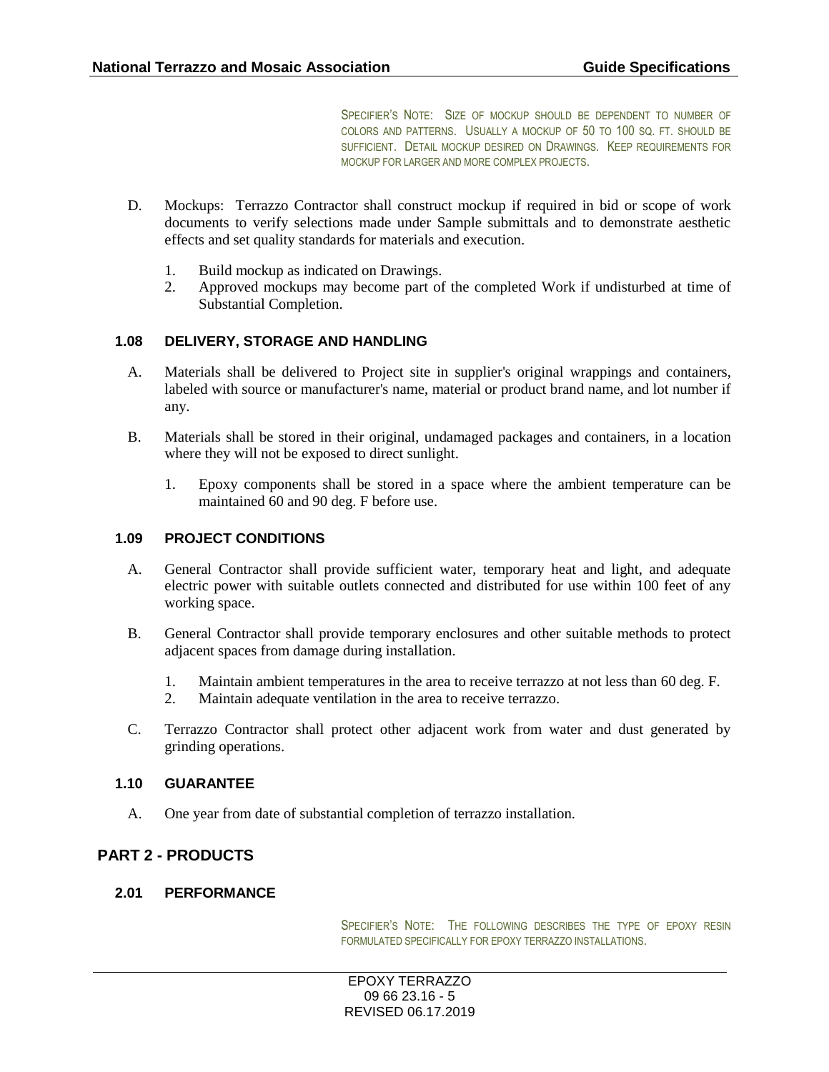SPECIFIER'S NOTE: SIZE OF MOCKUP SHOULD BE DEPENDENT TO NUMBER OF COLORS AND PATTERNS. USUALLY A MOCKUP OF 50 TO 100 SQ. FT. SHOULD BE SUFFICIENT. DETAIL MOCKUP DESIRED ON DRAWINGS. KEEP REQUIREMENTS FOR MOCKUP FOR LARGER AND MORE COMPLEX PROJECTS.

D. Mockups: Terrazzo Contractor shall construct mockup if required in bid or scope of work documents to verify selections made under Sample submittals and to demonstrate aesthetic effects and set quality standards for materials and execution.

   1. Build mockup as indicated on Drawings.
   2. Approved mockups may become part of the completed Work if undisturbed at time of Substantial Completion.

### 1.08 DELIVERY, STORAGE AND HANDLING

A. Materials shall be delivered to Project site in supplier's original wrappings and containers, labeled with source or manufacturer's name, material or product brand name, and lot number if any.

B. Materials shall be stored in their original, undamaged packages and containers, in a location where they will not be exposed to direct sunlight.

   1. Epoxy components shall be stored in a space where the ambient temperature can be maintained 60 and 90 deg. F before use.

### 1.09 PROJECT CONDITIONS

A. General Contractor shall provide sufficient water, temporary heat and light, and adequate electric power with suitable outlets connected and distributed for use within 100 feet of any working space.

B. General Contractor shall provide temporary enclosures and other suitable methods to protect adjacent spaces from damage during installation.

   1. Maintain ambient temperatures in the area to receive terrazzo at not less than 60 deg. F.
   2. Maintain adequate ventilation in the area to receive terrazzo.

C. Terrazzo Contractor shall protect other adjacent work from water and dust generated by grinding operations.

### 1.10 GUARANTEE

A. One year from date of substantial completion of terrazzo installation.

## PART 2 - PRODUCTS

### 2.01 PERFORMANCE

SPECIFIER'S NOTE: THE FOLLOWING DESCRIBES THE TYPE OF EPOXY RESIN FORMULATED SPECIFICALLY FOR EPOXY TERRAZZO INSTALLATIONS.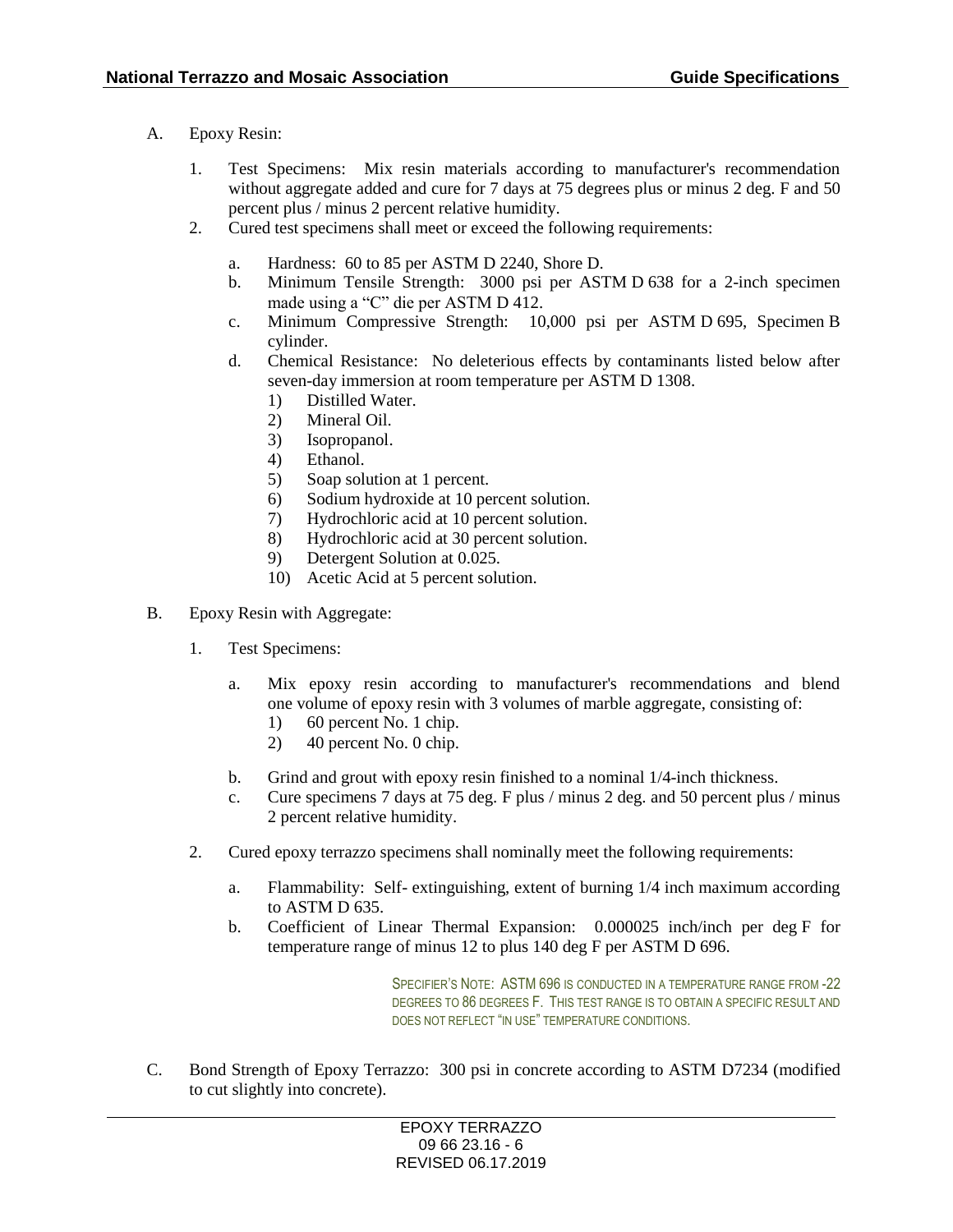A. Epoxy Resin:

1. Test Specimens: Mix resin materials according to manufacturer's recommendation without aggregate added and cure for 7 days at 75 degrees plus or minus 2 deg. F and 50 percent plus / minus 2 percent relative humidity.
2. Cured test specimens shall meet or exceed the following requirements:

    a. Hardness: 60 to 85 per ASTM D 2240, Shore D.
    b. Minimum Tensile Strength: 3000 psi per ASTM D 638 for a 2-inch specimen made using a "C" die per ASTM D 412.
    c. Minimum Compressive Strength: 10,000 psi per ASTM D 695, Specimen B cylinder.
    d. Chemical Resistance: No deleterious effects by contaminants listed below after seven-day immersion at room temperature per ASTM D 1308.
        1) Distilled Water.
        2) Mineral Oil.
        3) Isopropanol.
        4) Ethanol.
        5) Soap solution at 1 percent.
        6) Sodium hydroxide at 10 percent solution.
        7) Hydrochloric acid at 10 percent solution.
        8) Hydrochloric acid at 30 percent solution.
        9) Detergent Solution at 0.025.
        10) Acetic Acid at 5 percent solution.

B. Epoxy Resin with Aggregate:

1. Test Specimens:

    a. Mix epoxy resin according to manufacturer's recommendations and blend one volume of epoxy resin with 3 volumes of marble aggregate, consisting of:
        1) 60 percent No. 1 chip.
        2) 40 percent No. 0 chip.

    b. Grind and grout with epoxy resin finished to a nominal 1/4-inch thickness.
    c. Cure specimens 7 days at 75 deg. F plus / minus 2 deg. and 50 percent plus / minus 2 percent relative humidity.

2. Cured epoxy terrazzo specimens shall nominally meet the following requirements:

    a. Flammability: Self- extinguishing, extent of burning 1/4 inch maximum according to ASTM D 635.
    b. Coefficient of Linear Thermal Expansion: 0.000025 inch/inch per deg F for temperature range of minus 12 to plus 140 deg F per ASTM D 696.

SPECIFIER'S NOTE: ASTM 696 IS CONDUCTED IN A TEMPERATURE RANGE FROM -22 DEGREES TO 86 DEGREES F. THIS TEST RANGE IS TO OBTAIN A SPECIFIC RESULT AND DOES NOT REFLECT "IN USE" TEMPERATURE CONDITIONS.

C. Bond Strength of Epoxy Terrazzo: 300 psi in concrete according to ASTM D7234 (modified to cut slightly into concrete).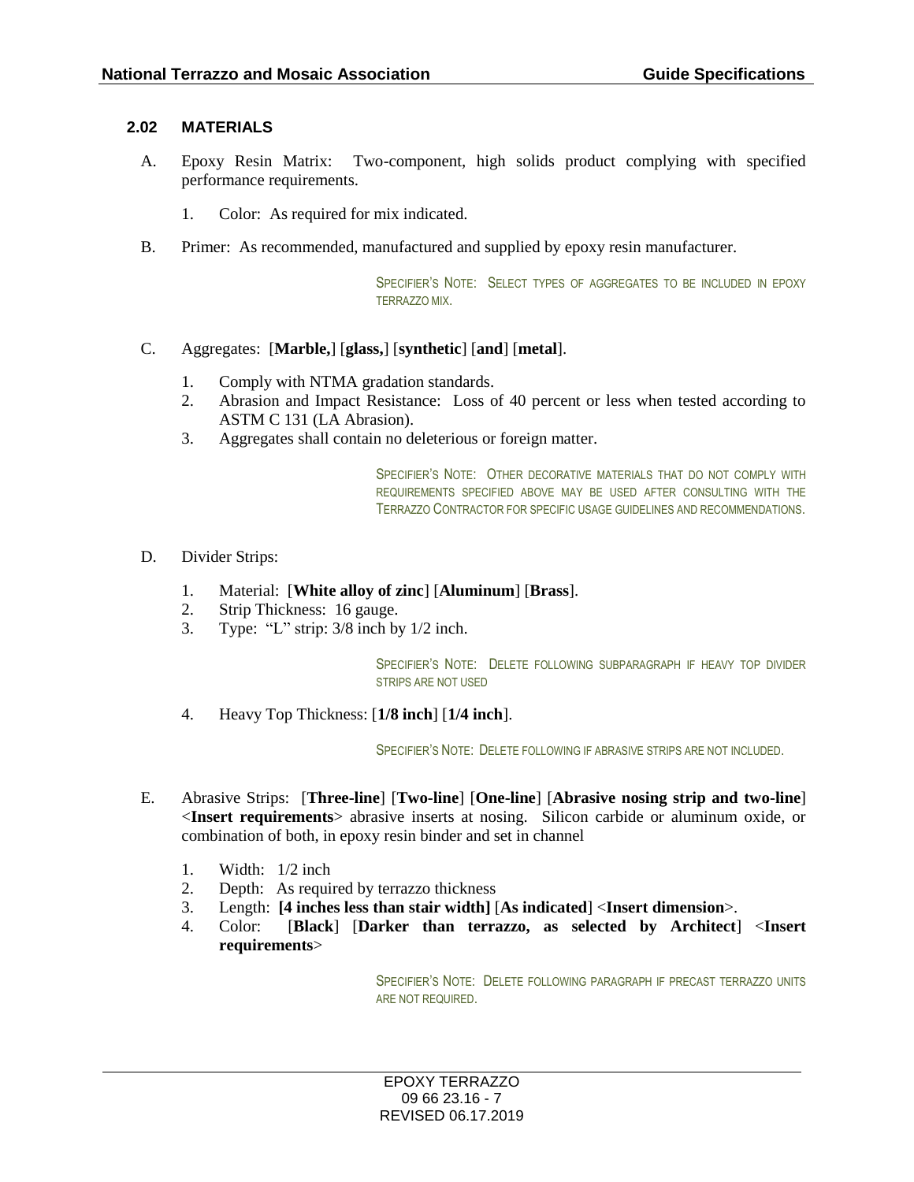### 2.02 MATERIALS

A. Epoxy Resin Matrix: Two-component, high solids product complying with specified performance requirements.

   1. Color: As required for mix indicated.

B. Primer: As recommended, manufactured and supplied by epoxy resin manufacturer.

> SPECIFIER'S NOTE: SELECT TYPES OF AGGREGATES TO BE INCLUDED IN EPOXY TERRAZZO MIX.

C. Aggregates: [**Marble,**] [**glass,**] [**synthetic**] [**and**] [**metal**].

   1. Comply with NTMA gradation standards.
   2. Abrasion and Impact Resistance: Loss of 40 percent or less when tested according to ASTM C 131 (LA Abrasion).
   3. Aggregates shall contain no deleterious or foreign matter.

> SPECIFIER'S NOTE: OTHER DECORATIVE MATERIALS THAT DO NOT COMPLY WITH REQUIREMENTS SPECIFIED ABOVE MAY BE USED AFTER CONSULTING WITH THE TERRAZZO CONTRACTOR FOR SPECIFIC USAGE GUIDELINES AND RECOMMENDATIONS.

D. Divider Strips:

   1. Material: [**White alloy of zinc**] [**Aluminum**] [**Brass**].
   2. Strip Thickness: 16 gauge.
   3. Type: "L" strip: 3/8 inch by 1/2 inch.

> SPECIFIER'S NOTE: DELETE FOLLOWING SUBPARAGRAPH IF HEAVY TOP DIVIDER STRIPS ARE NOT USED

   4. Heavy Top Thickness: [**1/8 inch**] [**1/4 inch**].

> SPECIFIER'S NOTE: DELETE FOLLOWING IF ABRASIVE STRIPS ARE NOT INCLUDED.

E. Abrasive Strips: [**Three-line**] [**Two-line**] [**One-line**] [**Abrasive nosing strip and two-line**] <**Insert requirements**> abrasive inserts at nosing. Silicon carbide or aluminum oxide, or combination of both, in epoxy resin binder and set in channel

   1. Width: 1/2 inch
   2. Depth: As required by terrazzo thickness
   3. Length: **[4 inches less than stair width]** [**As indicated**] <**Insert dimension**>.
   4. Color: [**Black**] [**Darker than terrazzo, as selected by Architect**] <**Insert requirements**>

> SPECIFIER'S NOTE: DELETE FOLLOWING PARAGRAPH IF PRECAST TERRAZZO UNITS ARE NOT REQUIRED.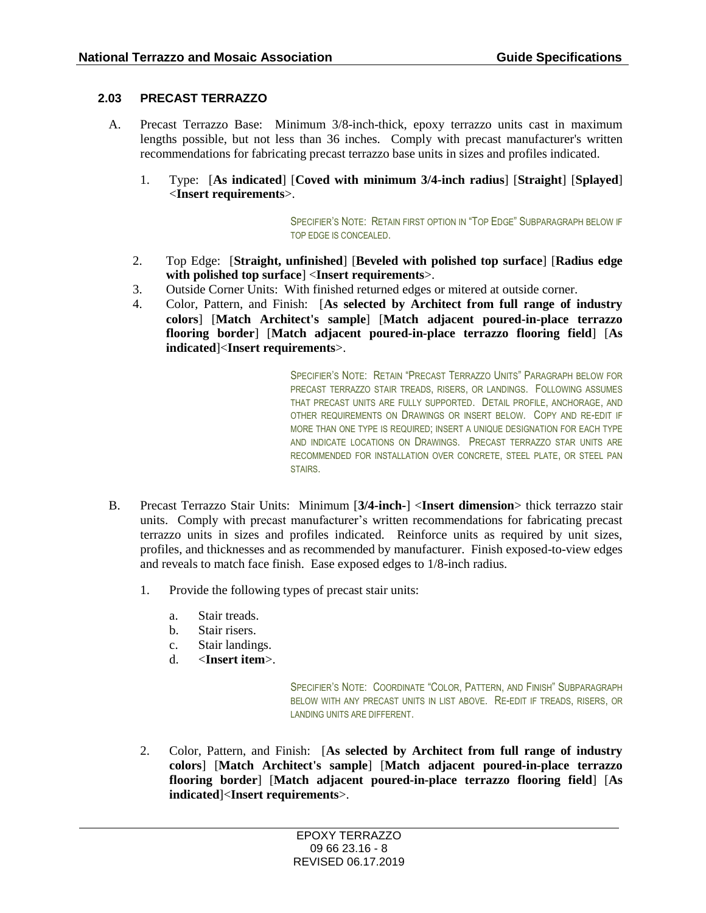### 2.03 PRECAST TERRAZZO

A. Precast Terrazzo Base: Minimum 3/8-inch-thick, epoxy terrazzo units cast in maximum lengths possible, but not less than 36 inches. Comply with precast manufacturer's written recommendations for fabricating precast terrazzo base units in sizes and profiles indicated.

   1. Type: [**As indicated**] [**Coved with minimum 3/4-inch radius**] [**Straight**] [**Splayed**] <**Insert requirements**>.

      SPECIFIER'S NOTE: RETAIN FIRST OPTION IN "TOP EDGE" SUBPARAGRAPH BELOW IF TOP EDGE IS CONCEALED.

   2. Top Edge: [**Straight, unfinished**] [**Beveled with polished top surface**] [**Radius edge with polished top surface**] <**Insert requirements**>.
   3. Outside Corner Units: With finished returned edges or mitered at outside corner.
   4. Color, Pattern, and Finish: [**As selected by Architect from full range of industry colors**] [**Match Architect's sample**] [**Match adjacent poured-in-place terrazzo flooring border**] [**Match adjacent poured-in-place terrazzo flooring field**] [**As indicated**]<**Insert requirements**>.

      SPECIFIER'S NOTE: RETAIN "PRECAST TERRAZZO UNITS" PARAGRAPH BELOW FOR PRECAST TERRAZZO STAIR TREADS, RISERS, OR LANDINGS. FOLLOWING ASSUMES THAT PRECAST UNITS ARE FULLY SUPPORTED. DETAIL PROFILE, ANCHORAGE, AND OTHER REQUIREMENTS ON DRAWINGS OR INSERT BELOW. COPY AND RE-EDIT IF MORE THAN ONE TYPE IS REQUIRED; INSERT A UNIQUE DESIGNATION FOR EACH TYPE AND INDICATE LOCATIONS ON DRAWINGS. PRECAST TERRAZZO STAR UNITS ARE RECOMMENDED FOR INSTALLATION OVER CONCRETE, STEEL PLATE, OR STEEL PAN STAIRS.

B. Precast Terrazzo Stair Units: Minimum [**3/4-inch-**] <**Insert dimension**> thick terrazzo stair units. Comply with precast manufacturer's written recommendations for fabricating precast terrazzo units in sizes and profiles indicated. Reinforce units as required by unit sizes, profiles, and thicknesses and as recommended by manufacturer. Finish exposed-to-view edges and reveals to match face finish. Ease exposed edges to 1/8-inch radius.

   1. Provide the following types of precast stair units:

      a. Stair treads.
      b. Stair risers.
      c. Stair landings.
      d. <**Insert item**>.

      SPECIFIER'S NOTE: COORDINATE "COLOR, PATTERN, AND FINISH" SUBPARAGRAPH BELOW WITH ANY PRECAST UNITS IN LIST ABOVE. RE-EDIT IF TREADS, RISERS, OR LANDING UNITS ARE DIFFERENT.

   2. Color, Pattern, and Finish: [**As selected by Architect from full range of industry colors**] [**Match Architect's sample**] [**Match adjacent poured-in-place terrazzo flooring border**] [**Match adjacent poured-in-place terrazzo flooring field**] [**As indicated**]<**Insert requirements**>.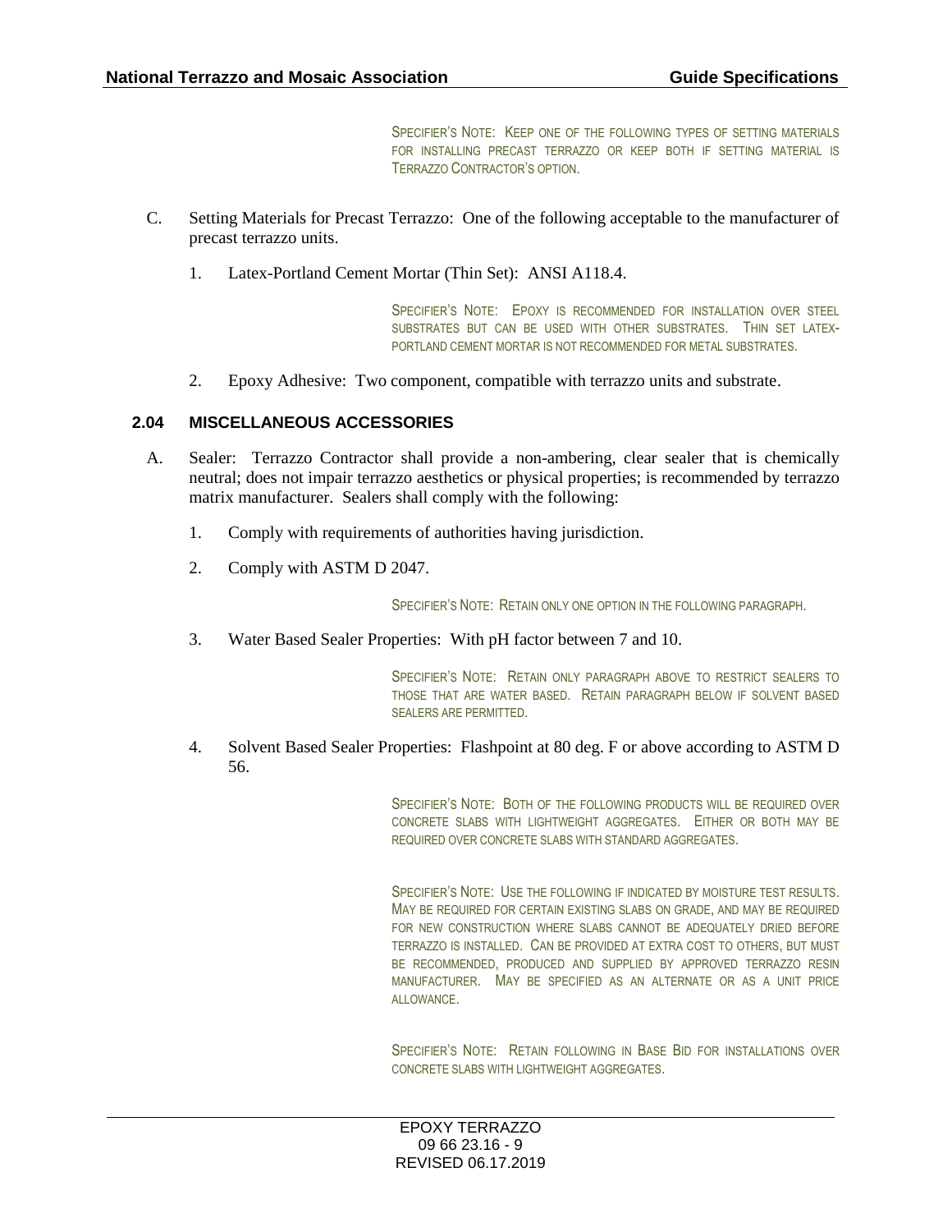SPECIFIER'S NOTE: KEEP ONE OF THE FOLLOWING TYPES OF SETTING MATERIALS FOR INSTALLING PRECAST TERRAZZO OR KEEP BOTH IF SETTING MATERIAL IS TERRAZZO CONTRACTOR'S OPTION.

C. Setting Materials for Precast Terrazzo: One of the following acceptable to the manufacturer of precast terrazzo units.

1. Latex-Portland Cement Mortar (Thin Set): ANSI A118.4.

SPECIFIER'S NOTE: EPOXY IS RECOMMENDED FOR INSTALLATION OVER STEEL SUBSTRATES BUT CAN BE USED WITH OTHER SUBSTRATES. THIN SET LATEX-PORTLAND CEMENT MORTAR IS NOT RECOMMENDED FOR METAL SUBSTRATES.

2. Epoxy Adhesive: Two component, compatible with terrazzo units and substrate.

### 2.04 MISCELLANEOUS ACCESSORIES

A. Sealer: Terrazzo Contractor shall provide a non-ambering, clear sealer that is chemically neutral; does not impair terrazzo aesthetics or physical properties; is recommended by terrazzo matrix manufacturer. Sealers shall comply with the following:

1. Comply with requirements of authorities having jurisdiction.

2. Comply with ASTM D 2047.

SPECIFIER'S NOTE: RETAIN ONLY ONE OPTION IN THE FOLLOWING PARAGRAPH.

3. Water Based Sealer Properties: With pH factor between 7 and 10.

SPECIFIER'S NOTE: RETAIN ONLY PARAGRAPH ABOVE TO RESTRICT SEALERS TO THOSE THAT ARE WATER BASED. RETAIN PARAGRAPH BELOW IF SOLVENT BASED SEALERS ARE PERMITTED.

4. Solvent Based Sealer Properties: Flashpoint at 80 deg. F or above according to ASTM D 56.

SPECIFIER'S NOTE: BOTH OF THE FOLLOWING PRODUCTS WILL BE REQUIRED OVER CONCRETE SLABS WITH LIGHTWEIGHT AGGREGATES. EITHER OR BOTH MAY BE REQUIRED OVER CONCRETE SLABS WITH STANDARD AGGREGATES.

SPECIFIER'S NOTE: USE THE FOLLOWING IF INDICATED BY MOISTURE TEST RESULTS. MAY BE REQUIRED FOR CERTAIN EXISTING SLABS ON GRADE, AND MAY BE REQUIRED FOR NEW CONSTRUCTION WHERE SLABS CANNOT BE ADEQUATELY DRIED BEFORE TERRAZZO IS INSTALLED. CAN BE PROVIDED AT EXTRA COST TO OTHERS, BUT MUST BE RECOMMENDED, PRODUCED AND SUPPLIED BY APPROVED TERRAZZO RESIN MANUFACTURER. MAY BE SPECIFIED AS AN ALTERNATE OR AS A UNIT PRICE ALLOWANCE.

SPECIFIER'S NOTE: RETAIN FOLLOWING IN BASE BID FOR INSTALLATIONS OVER CONCRETE SLABS WITH LIGHTWEIGHT AGGREGATES.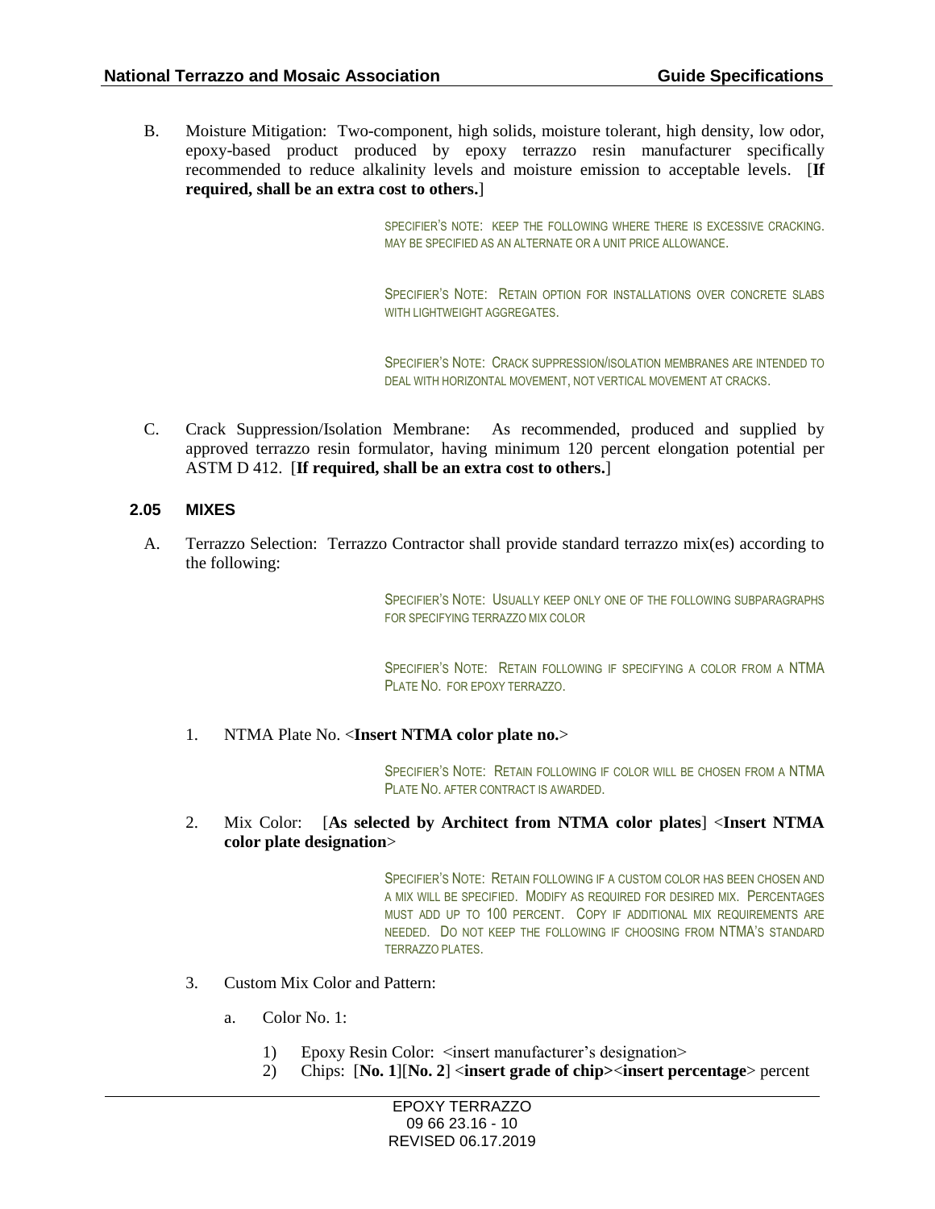B. Moisture Mitigation: Two-component, high solids, moisture tolerant, high density, low odor, epoxy-based product produced by epoxy terrazzo resin manufacturer specifically recommended to reduce alkalinity levels and moisture emission to acceptable levels. [**If required, shall be an extra cost to others.**]

SPECIFIER'S NOTE: KEEP THE FOLLOWING WHERE THERE IS EXCESSIVE CRACKING. MAY BE SPECIFIED AS AN ALTERNATE OR A UNIT PRICE ALLOWANCE.

SPECIFIER'S NOTE: RETAIN OPTION FOR INSTALLATIONS OVER CONCRETE SLABS WITH LIGHTWEIGHT AGGREGATES.

SPECIFIER'S NOTE: CRACK SUPPRESSION/ISOLATION MEMBRANES ARE INTENDED TO DEAL WITH HORIZONTAL MOVEMENT, NOT VERTICAL MOVEMENT AT CRACKS.

C. Crack Suppression/Isolation Membrane: As recommended, produced and supplied by approved terrazzo resin formulator, having minimum 120 percent elongation potential per ASTM D 412. [**If required, shall be an extra cost to others.**]

### 2.05 MIXES

A. Terrazzo Selection: Terrazzo Contractor shall provide standard terrazzo mix(es) according to the following:

SPECIFIER'S NOTE: USUALLY KEEP ONLY ONE OF THE FOLLOWING SUBPARAGRAPHS FOR SPECIFYING TERRAZZO MIX COLOR

SPECIFIER'S NOTE: RETAIN FOLLOWING IF SPECIFYING A COLOR FROM A NTMA PLATE NO. FOR EPOXY TERRAZZO.

1. NTMA Plate No. <**Insert NTMA color plate no.**>

SPECIFIER'S NOTE: RETAIN FOLLOWING IF COLOR WILL BE CHOSEN FROM A NTMA PLATE NO. AFTER CONTRACT IS AWARDED.

2. Mix Color: [**As selected by Architect from NTMA color plates**] <**Insert NTMA color plate designation**>

SPECIFIER'S NOTE: RETAIN FOLLOWING IF A CUSTOM COLOR HAS BEEN CHOSEN AND A MIX WILL BE SPECIFIED. MODIFY AS REQUIRED FOR DESIRED MIX. PERCENTAGES MUST ADD UP TO 100 PERCENT. COPY IF ADDITIONAL MIX REQUIREMENTS ARE NEEDED. DO NOT KEEP THE FOLLOWING IF CHOOSING FROM NTMA'S STANDARD TERRAZZO PLATES.

3. Custom Mix Color and Pattern:

   a. Color No. 1:

      1) Epoxy Resin Color: <insert manufacturer's designation>
      2) Chips: [**No. 1**][**No. 2**] <**insert grade of chip**><**insert percentage**> percent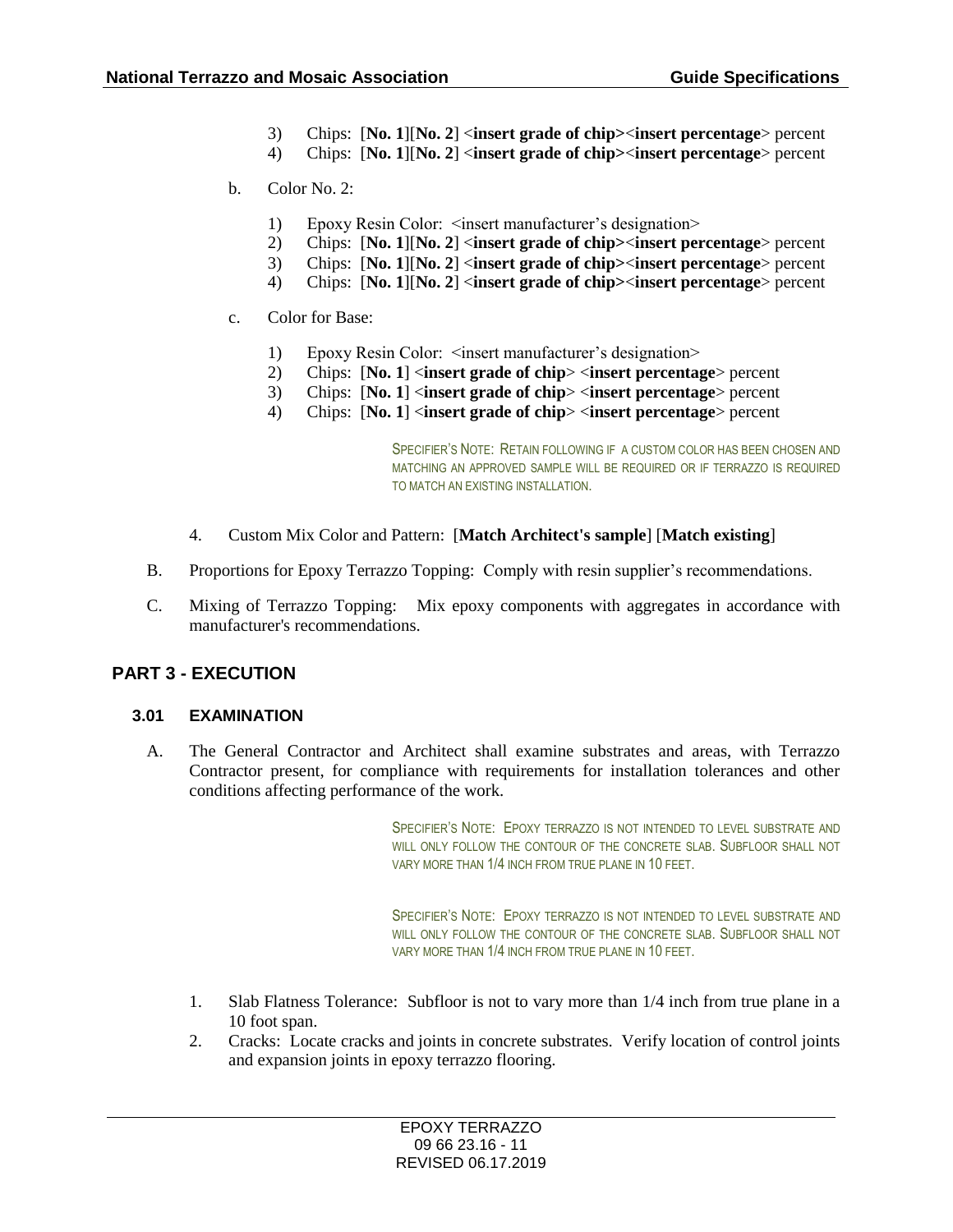3) Chips: [**No. 1**][**No. 2**] <**insert grade of chip**><**insert percentage**> percent
4) Chips: [**No. 1**][**No. 2**] <**insert grade of chip**><**insert percentage**> percent

b. Color No. 2:

1) Epoxy Resin Color: <insert manufacturer's designation>
2) Chips: [**No. 1**][**No. 2**] <**insert grade of chip**><**insert percentage**> percent
3) Chips: [**No. 1**][**No. 2**] <**insert grade of chip**><**insert percentage**> percent
4) Chips: [**No. 1**][**No. 2**] <**insert grade of chip**><**insert percentage**> percent

c. Color for Base:

1) Epoxy Resin Color: <insert manufacturer's designation>
2) Chips: [**No. 1**] <**insert grade of chip**> <**insert percentage**> percent
3) Chips: [**No. 1**] <**insert grade of chip**> <**insert percentage**> percent
4) Chips: [**No. 1**] <**insert grade of chip**> <**insert percentage**> percent

SPECIFIER'S NOTE: RETAIN FOLLOWING IF A CUSTOM COLOR HAS BEEN CHOSEN AND MATCHING AN APPROVED SAMPLE WILL BE REQUIRED OR IF TERRAZZO IS REQUIRED TO MATCH AN EXISTING INSTALLATION.

4. Custom Mix Color and Pattern: [**Match Architect's sample**] [**Match existing**]

B. Proportions for Epoxy Terrazzo Topping: Comply with resin supplier's recommendations.

C. Mixing of Terrazzo Topping: Mix epoxy components with aggregates in accordance with manufacturer's recommendations.

## PART 3 - EXECUTION

### 3.01 EXAMINATION

A. The General Contractor and Architect shall examine substrates and areas, with Terrazzo Contractor present, for compliance with requirements for installation tolerances and other conditions affecting performance of the work.

SPECIFIER'S NOTE: EPOXY TERRAZZO IS NOT INTENDED TO LEVEL SUBSTRATE AND WILL ONLY FOLLOW THE CONTOUR OF THE CONCRETE SLAB. SUBFLOOR SHALL NOT VARY MORE THAN 1/4 INCH FROM TRUE PLANE IN 10 FEET.

SPECIFIER'S NOTE: EPOXY TERRAZZO IS NOT INTENDED TO LEVEL SUBSTRATE AND WILL ONLY FOLLOW THE CONTOUR OF THE CONCRETE SLAB. SUBFLOOR SHALL NOT VARY MORE THAN 1/4 INCH FROM TRUE PLANE IN 10 FEET.

1. Slab Flatness Tolerance: Subfloor is not to vary more than 1/4 inch from true plane in a 10 foot span.
2. Cracks: Locate cracks and joints in concrete substrates. Verify location of control joints and expansion joints in epoxy terrazzo flooring.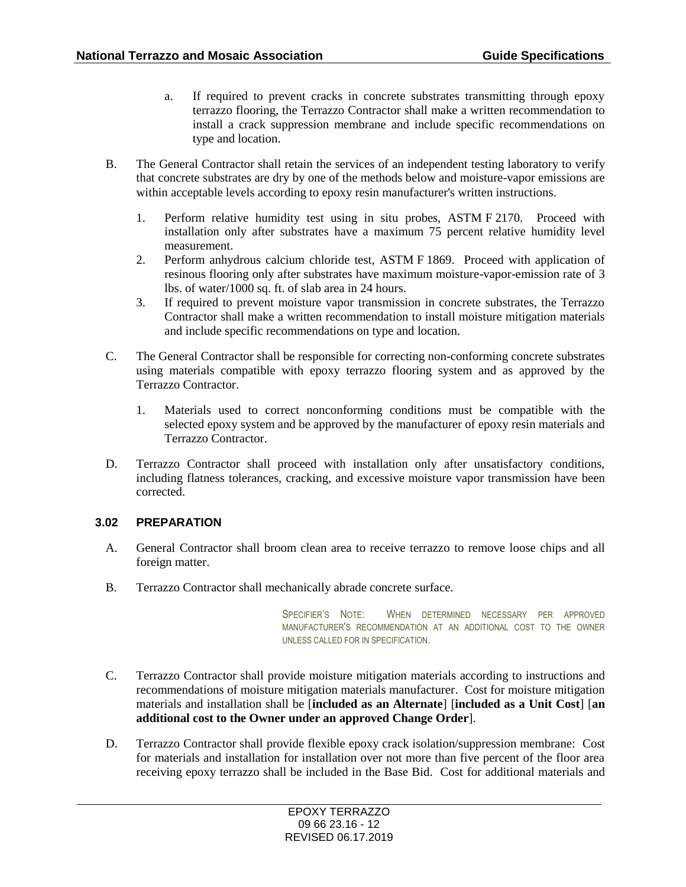a. If required to prevent cracks in concrete substrates transmitting through epoxy terrazzo flooring, the Terrazzo Contractor shall make a written recommendation to install a crack suppression membrane and include specific recommendations on type and location.

B. The General Contractor shall retain the services of an independent testing laboratory to verify that concrete substrates are dry by one of the methods below and moisture-vapor emissions are within acceptable levels according to epoxy resin manufacturer's written instructions.

1. Perform relative humidity test using in situ probes, ASTM F 2170. Proceed with installation only after substrates have a maximum 75 percent relative humidity level measurement.
2. Perform anhydrous calcium chloride test, ASTM F 1869. Proceed with application of resinous flooring only after substrates have maximum moisture-vapor-emission rate of 3 lbs. of water/1000 sq. ft. of slab area in 24 hours.
3. If required to prevent moisture vapor transmission in concrete substrates, the Terrazzo Contractor shall make a written recommendation to install moisture mitigation materials and include specific recommendations on type and location.

C. The General Contractor shall be responsible for correcting non-conforming concrete substrates using materials compatible with epoxy terrazzo flooring system and as approved by the Terrazzo Contractor.

1. Materials used to correct nonconforming conditions must be compatible with the selected epoxy system and be approved by the manufacturer of epoxy resin materials and Terrazzo Contractor.

D. Terrazzo Contractor shall proceed with installation only after unsatisfactory conditions, including flatness tolerances, cracking, and excessive moisture vapor transmission have been corrected.

### 3.02 PREPARATION

A. General Contractor shall broom clean area to receive terrazzo to remove loose chips and all foreign matter.

B. Terrazzo Contractor shall mechanically abrade concrete surface.

SPECIFIER'S NOTE: WHEN DETERMINED NECESSARY PER APPROVED MANUFACTURER'S RECOMMENDATION AT AN ADDITIONAL COST TO THE OWNER UNLESS CALLED FOR IN SPECIFICATION.

C. Terrazzo Contractor shall provide moisture mitigation materials according to instructions and recommendations of moisture mitigation materials manufacturer. Cost for moisture mitigation materials and installation shall be [**included as an Alternate**] [**included as a Unit Cost**] [**an additional cost to the Owner under an approved Change Order**].

D. Terrazzo Contractor shall provide flexible epoxy crack isolation/suppression membrane: Cost for materials and installation for installation over not more than five percent of the floor area receiving epoxy terrazzo shall be included in the Base Bid. Cost for additional materials and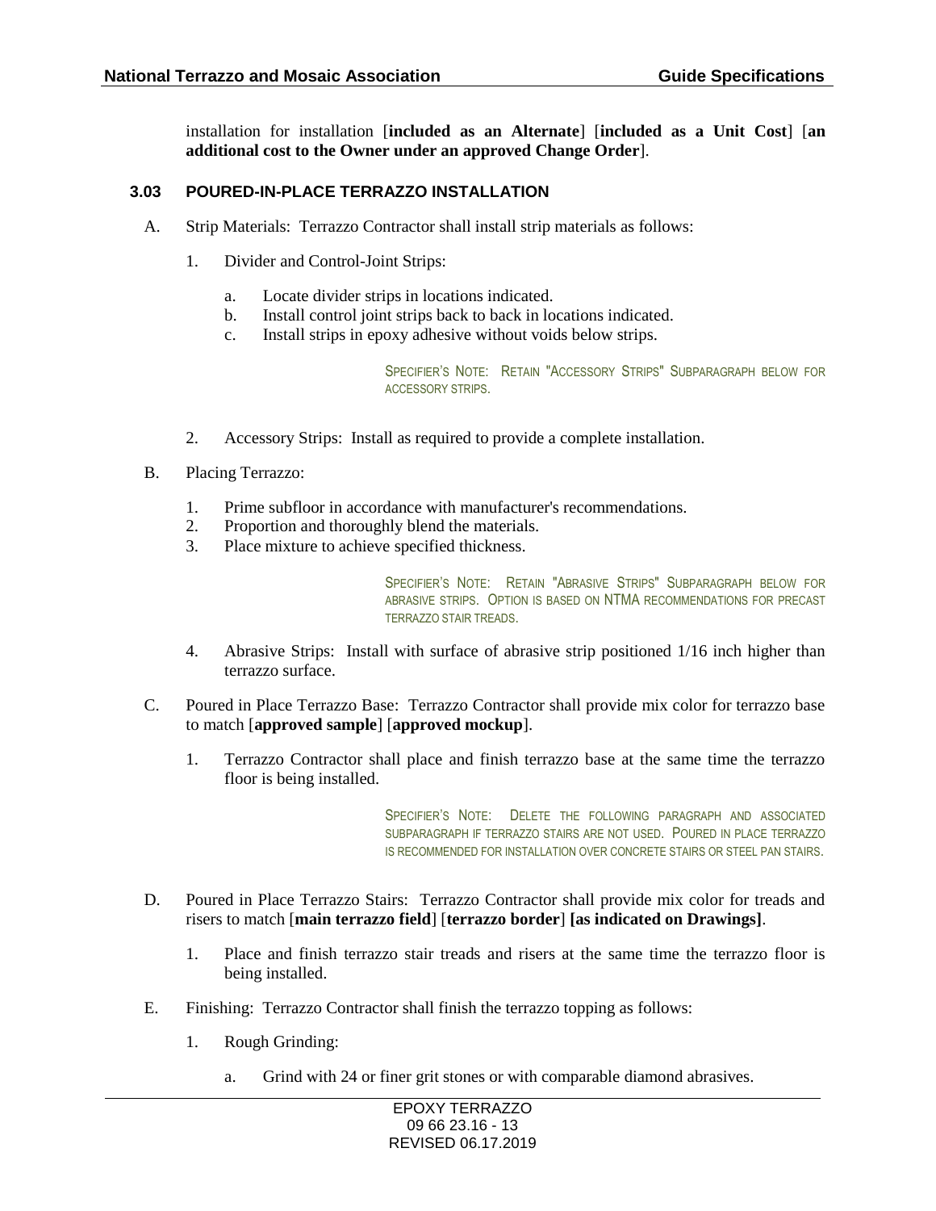installation for installation [**included as an Alternate**] [**included as a Unit Cost**] [**an additional cost to the Owner under an approved Change Order**].

### 3.03 POURED-IN-PLACE TERRAZZO INSTALLATION

A. Strip Materials: Terrazzo Contractor shall install strip materials as follows:

1. Divider and Control-Joint Strips:

   a. Locate divider strips in locations indicated.
   b. Install control joint strips back to back in locations indicated.
   c. Install strips in epoxy adhesive without voids below strips.

SPECIFIER'S NOTE: RETAIN "ACCESSORY STRIPS" SUBPARAGRAPH BELOW FOR ACCESSORY STRIPS.

2. Accessory Strips: Install as required to provide a complete installation.

B. Placing Terrazzo:

1. Prime subfloor in accordance with manufacturer's recommendations.
2. Proportion and thoroughly blend the materials.
3. Place mixture to achieve specified thickness.

SPECIFIER'S NOTE: RETAIN "ABRASIVE STRIPS" SUBPARAGRAPH BELOW FOR ABRASIVE STRIPS. OPTION IS BASED ON NTMA RECOMMENDATIONS FOR PRECAST TERRAZZO STAIR TREADS.

4. Abrasive Strips: Install with surface of abrasive strip positioned 1/16 inch higher than terrazzo surface.

C. Poured in Place Terrazzo Base: Terrazzo Contractor shall provide mix color for terrazzo base to match [**approved sample**] [**approved mockup**].

1. Terrazzo Contractor shall place and finish terrazzo base at the same time the terrazzo floor is being installed.

SPECIFIER'S NOTE: DELETE THE FOLLOWING PARAGRAPH AND ASSOCIATED SUBPARAGRAPH IF TERRAZZO STAIRS ARE NOT USED. POURED IN PLACE TERRAZZO IS RECOMMENDED FOR INSTALLATION OVER CONCRETE STAIRS OR STEEL PAN STAIRS.

D. Poured in Place Terrazzo Stairs: Terrazzo Contractor shall provide mix color for treads and risers to match [**main terrazzo field**] [**terrazzo border**] **[as indicated on Drawings]**.

1. Place and finish terrazzo stair treads and risers at the same time the terrazzo floor is being installed.

E. Finishing: Terrazzo Contractor shall finish the terrazzo topping as follows:

1. Rough Grinding:

   a. Grind with 24 or finer grit stones or with comparable diamond abrasives.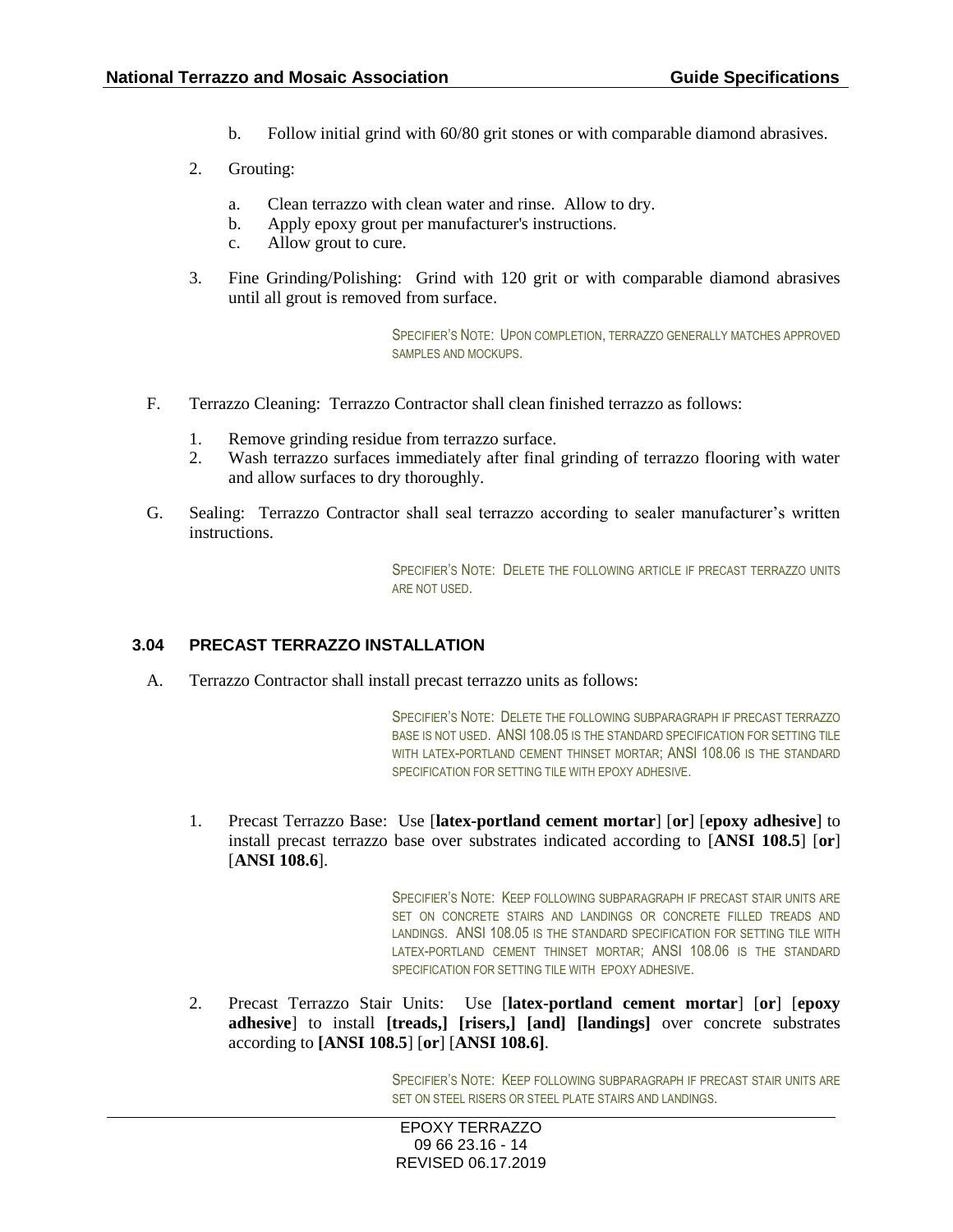b. Follow initial grind with 60/80 grit stones or with comparable diamond abrasives.

2. Grouting:

   a. Clean terrazzo with clean water and rinse. Allow to dry.
   b. Apply epoxy grout per manufacturer's instructions.
   c. Allow grout to cure.

3. Fine Grinding/Polishing: Grind with 120 grit or with comparable diamond abrasives until all grout is removed from surface.

SPECIFIER'S NOTE: UPON COMPLETION, TERRAZZO GENERALLY MATCHES APPROVED SAMPLES AND MOCKUPS.

F. Terrazzo Cleaning: Terrazzo Contractor shall clean finished terrazzo as follows:

1. Remove grinding residue from terrazzo surface.
2. Wash terrazzo surfaces immediately after final grinding of terrazzo flooring with water and allow surfaces to dry thoroughly.

G. Sealing: Terrazzo Contractor shall seal terrazzo according to sealer manufacturer's written instructions.

SPECIFIER'S NOTE: DELETE THE FOLLOWING ARTICLE IF PRECAST TERRAZZO UNITS ARE NOT USED.

### 3.04 PRECAST TERRAZZO INSTALLATION

A. Terrazzo Contractor shall install precast terrazzo units as follows:

SPECIFIER'S NOTE: DELETE THE FOLLOWING SUBPARAGRAPH IF PRECAST TERRAZZO BASE IS NOT USED. ANSI 108.05 IS THE STANDARD SPECIFICATION FOR SETTING TILE WITH LATEX-PORTLAND CEMENT THINSET MORTAR; ANSI 108.06 IS THE STANDARD SPECIFICATION FOR SETTING TILE WITH EPOXY ADHESIVE.

1. Precast Terrazzo Base: Use [**latex-portland cement mortar**] [**or**] [**epoxy adhesive**] to install precast terrazzo base over substrates indicated according to [**ANSI 108.5**] [**or**] [**ANSI 108.6**].

SPECIFIER'S NOTE: KEEP FOLLOWING SUBPARAGRAPH IF PRECAST STAIR UNITS ARE SET ON CONCRETE STAIRS AND LANDINGS OR CONCRETE FILLED TREADS AND LANDINGS. ANSI 108.05 IS THE STANDARD SPECIFICATION FOR SETTING TILE WITH LATEX-PORTLAND CEMENT THINSET MORTAR; ANSI 108.06 IS THE STANDARD SPECIFICATION FOR SETTING TILE WITH EPOXY ADHESIVE.

2. Precast Terrazzo Stair Units: Use [**latex-portland cement mortar**] [**or**] [**epoxy adhesive**] to install **[treads,] [risers,] [and] [landings]** over concrete substrates according to **[ANSI 108.5**] [**or**] [**ANSI 108.6]**.

SPECIFIER'S NOTE: KEEP FOLLOWING SUBPARAGRAPH IF PRECAST STAIR UNITS ARE SET ON STEEL RISERS OR STEEL PLATE STAIRS AND LANDINGS.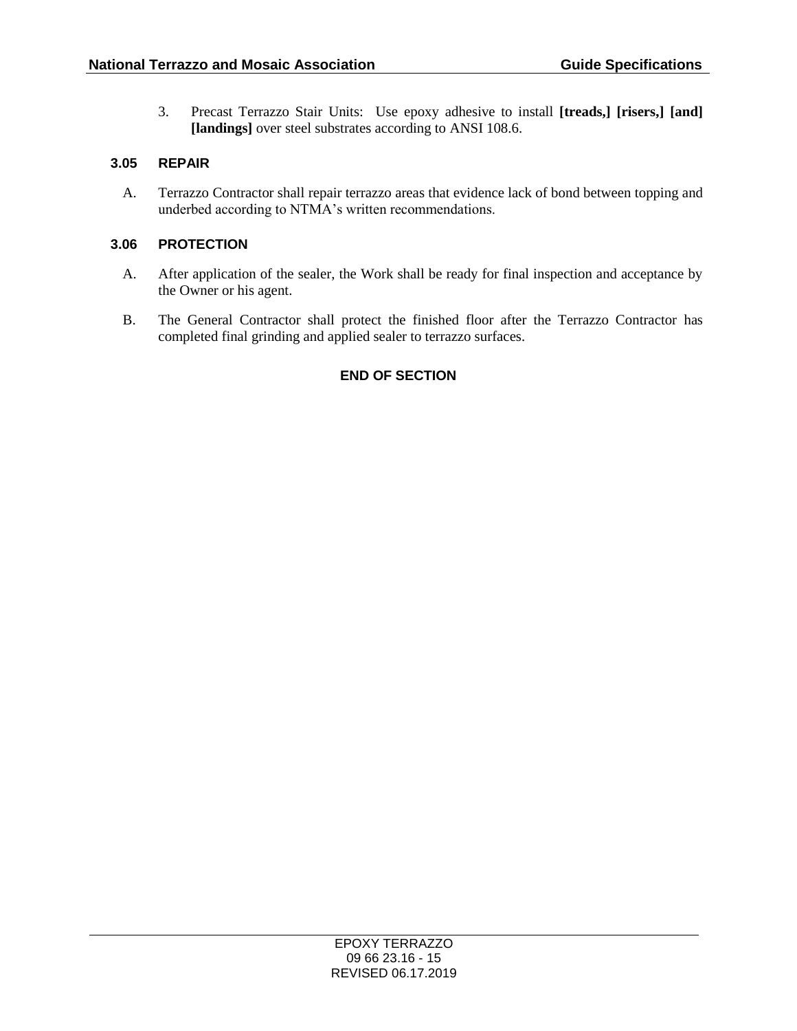3. Precast Terrazzo Stair Units: Use epoxy adhesive to install **[treads,] [risers,] [and] [landings]** over steel substrates according to ANSI 108.6.

### 3.05 REPAIR

A. Terrazzo Contractor shall repair terrazzo areas that evidence lack of bond between topping and underbed according to NTMA's written recommendations.

### 3.06 PROTECTION

A. After application of the sealer, the Work shall be ready for final inspection and acceptance by the Owner or his agent.

B. The General Contractor shall protect the finished floor after the Terrazzo Contractor has completed final grinding and applied sealer to terrazzo surfaces.

**END OF SECTION**